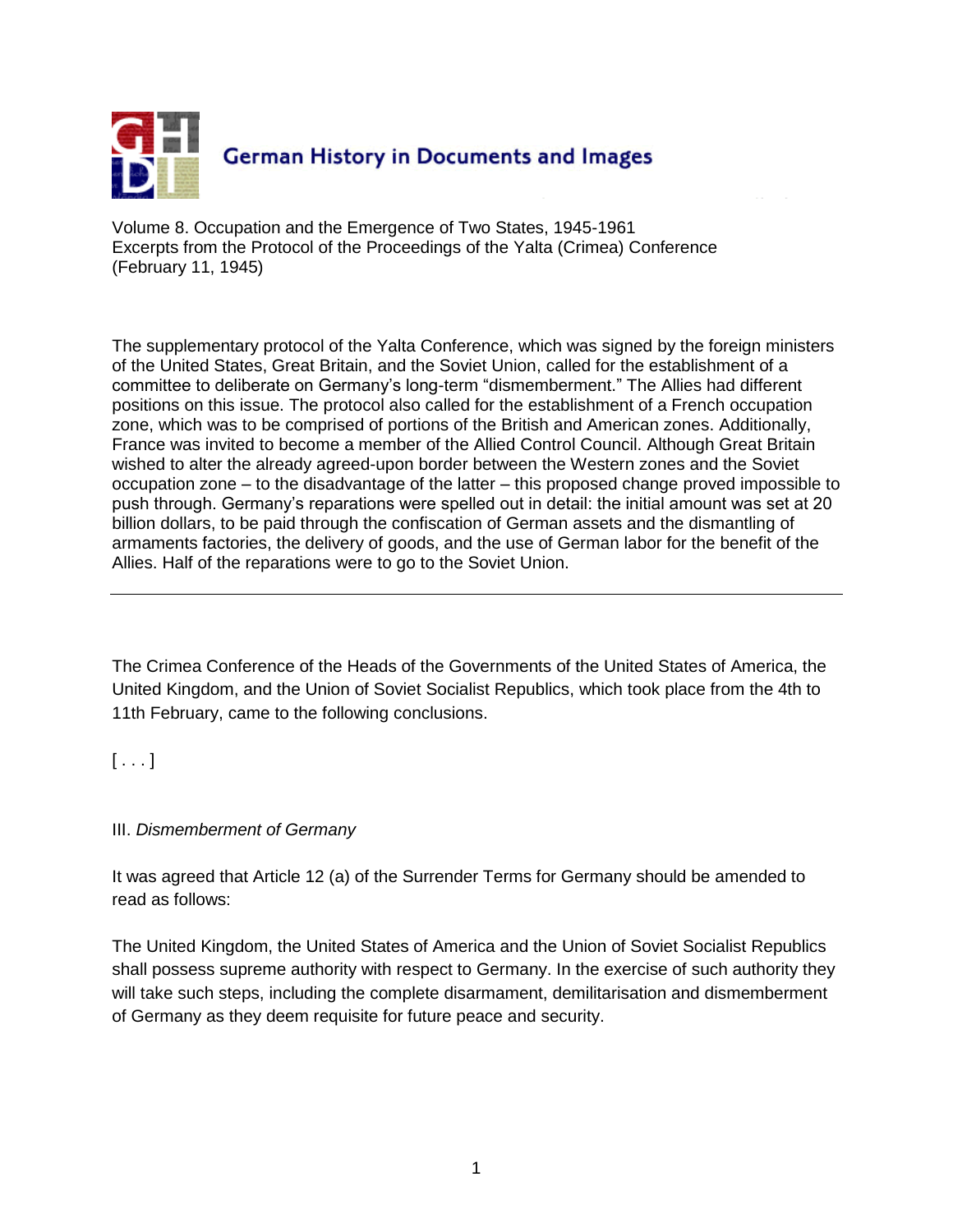# German History in Documents and Images

Volume 8. Occupation and the Emergence of Two States, 1945-1961
Excerpts from the Protocol of the Proceedings of the Yalta (Crimea) Conference (February 11, 1945)

The supplementary protocol of the Yalta Conference, which was signed by the foreign ministers of the United States, Great Britain, and the Soviet Union, called for the establishment of a committee to deliberate on Germany's long-term "dismemberment." The Allies had different positions on this issue. The protocol also called for the establishment of a French occupation zone, which was to be comprised of portions of the British and American zones. Additionally, France was invited to become a member of the Allied Control Council. Although Great Britain wished to alter the already agreed-upon border between the Western zones and the Soviet occupation zone – to the disadvantage of the latter – this proposed change proved impossible to push through. Germany's reparations were spelled out in detail: the initial amount was set at 20 billion dollars, to be paid through the confiscation of German assets and the dismantling of armaments factories, the delivery of goods, and the use of German labor for the benefit of the Allies. Half of the reparations were to go to the Soviet Union.

---

The Crimea Conference of the Heads of the Governments of the United States of America, the United Kingdom, and the Union of Soviet Socialist Republics, which took place from the 4th to 11th February, came to the following conclusions.

[ . . . ]

III. *Dismemberment of Germany*

It was agreed that Article 12 (a) of the Surrender Terms for Germany should be amended to read as follows:

The United Kingdom, the United States of America and the Union of Soviet Socialist Republics shall possess supreme authority with respect to Germany. In the exercise of such authority they will take such steps, including the complete disarmament, demilitarisation and dismemberment of Germany as they deem requisite for future peace and security.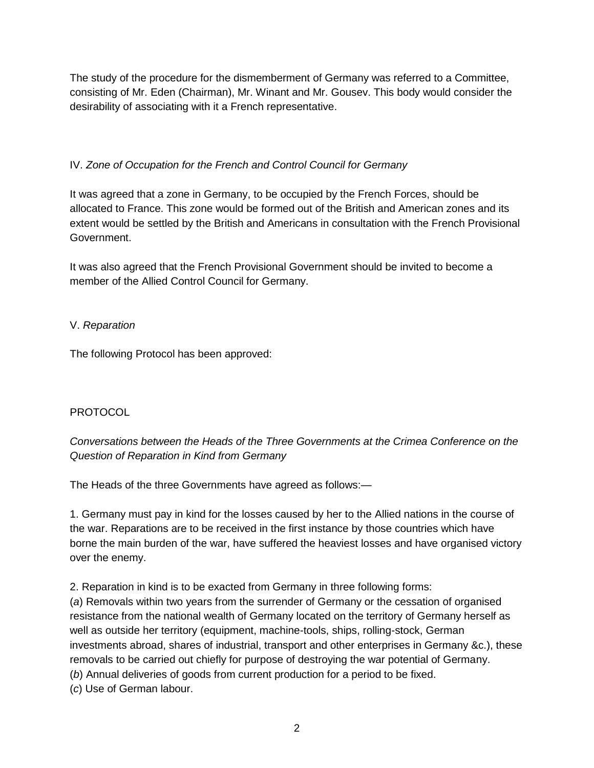The study of the procedure for the dismemberment of Germany was referred to a Committee, consisting of Mr. Eden (Chairman), Mr. Winant and Mr. Gousev. This body would consider the desirability of associating with it a French representative.

## IV. *Zone of Occupation for the French and Control Council for Germany*

It was agreed that a zone in Germany, to be occupied by the French Forces, should be allocated to France. This zone would be formed out of the British and American zones and its extent would be settled by the British and Americans in consultation with the French Provisional Government.

It was also agreed that the French Provisional Government should be invited to become a member of the Allied Control Council for Germany.

## V. *Reparation*

The following Protocol has been approved:

### PROTOCOL

*Conversations between the Heads of the Three Governments at the Crimea Conference on the Question of Reparation in Kind from Germany*

The Heads of the three Governments have agreed as follows:—

1. Germany must pay in kind for the losses caused by her to the Allied nations in the course of the war. Reparations are to be received in the first instance by those countries which have borne the main burden of the war, have suffered the heaviest losses and have organised victory over the enemy.

2. Reparation in kind is to be exacted from Germany in three following forms:
(*a*) Removals within two years from the surrender of Germany or the cessation of organised resistance from the national wealth of Germany located on the territory of Germany herself as well as outside her territory (equipment, machine-tools, ships, rolling-stock, German investments abroad, shares of industrial, transport and other enterprises in Germany &c.), these removals to be carried out chiefly for purpose of destroying the war potential of Germany.
(*b*) Annual deliveries of goods from current production for a period to be fixed.
(*c*) Use of German labour.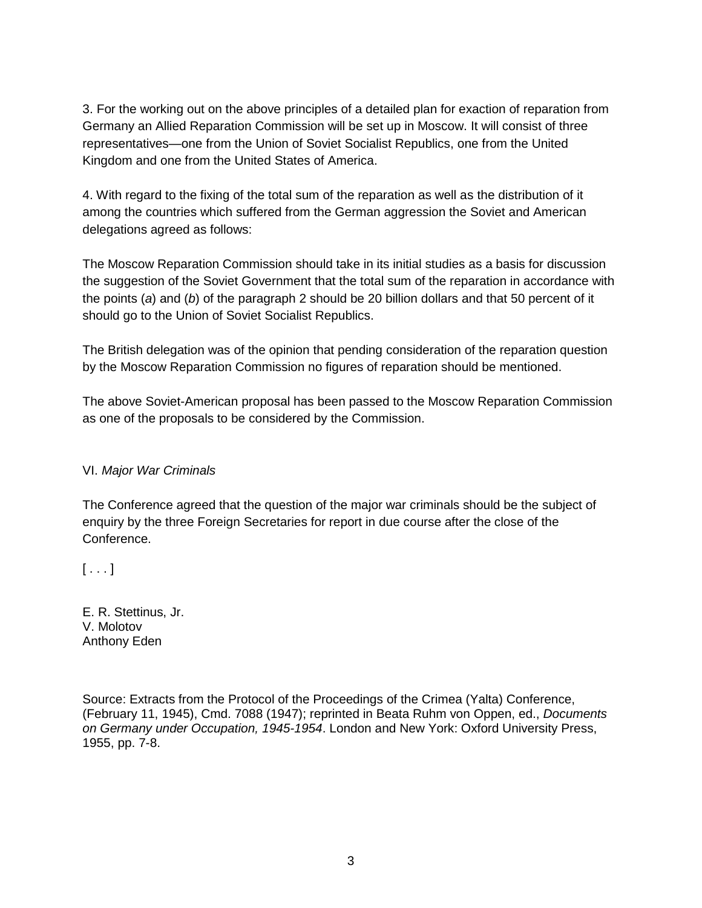3. For the working out on the above principles of a detailed plan for exaction of reparation from Germany an Allied Reparation Commission will be set up in Moscow. It will consist of three representatives—one from the Union of Soviet Socialist Republics, one from the United Kingdom and one from the United States of America.

4. With regard to the fixing of the total sum of the reparation as well as the distribution of it among the countries which suffered from the German aggression the Soviet and American delegations agreed as follows:

The Moscow Reparation Commission should take in its initial studies as a basis for discussion the suggestion of the Soviet Government that the total sum of the reparation in accordance with the points (*a*) and (*b*) of the paragraph 2 should be 20 billion dollars and that 50 percent of it should go to the Union of Soviet Socialist Republics.

The British delegation was of the opinion that pending consideration of the reparation question by the Moscow Reparation Commission no figures of reparation should be mentioned.

The above Soviet-American proposal has been passed to the Moscow Reparation Commission as one of the proposals to be considered by the Commission.

## VI. *Major War Criminals*

The Conference agreed that the question of the major war criminals should be the subject of enquiry by the three Foreign Secretaries for report in due course after the close of the Conference.

[ . . . ]

E. R. Stettinus, Jr.  
V. Molotov  
Anthony Eden

Source: Extracts from the Protocol of the Proceedings of the Crimea (Yalta) Conference, (February 11, 1945), Cmd. 7088 (1947); reprinted in Beata Ruhm von Oppen, ed., *Documents on Germany under Occupation, 1945-1954*. London and New York: Oxford University Press, 1955, pp. 7-8.